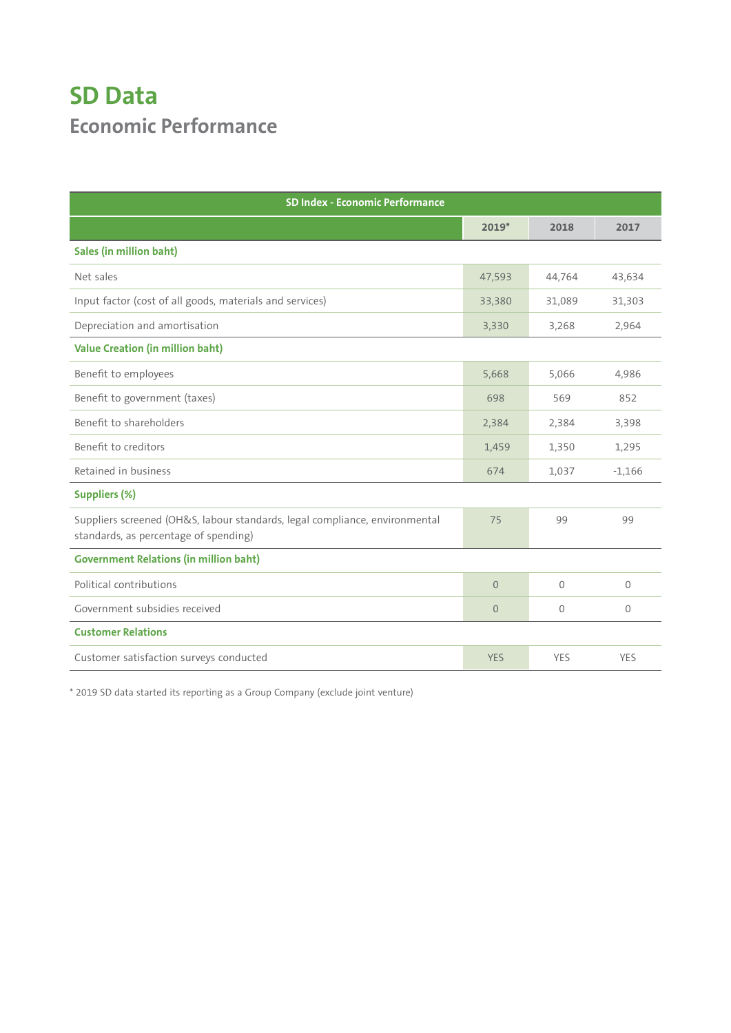# SD Data

## Economic Performance

| SD Index - Economic Performance | | | |
|---|---|---|---|
| | 2019* | 2018 | 2017 |
| **Sales (in million baht)** | | | |
| Net sales | 47,593 | 44,764 | 43,634 |
| Input factor (cost of all goods, materials and services) | 33,380 | 31,089 | 31,303 |
| Depreciation and amortisation | 3,330 | 3,268 | 2,964 |
| **Value Creation (in million baht)** | | | |
| Benefit to employees | 5,668 | 5,066 | 4,986 |
| Benefit to government (taxes) | 698 | 569 | 852 |
| Benefit to shareholders | 2,384 | 2,384 | 3,398 |
| Benefit to creditors | 1,459 | 1,350 | 1,295 |
| Retained in business | 674 | 1,037 | -1,166 |
| **Suppliers (%)** | | | |
| Suppliers screened (OH&S, labour standards, legal compliance, environmental standards, as percentage of spending) | 75 | 99 | 99 |
| **Government Relations (in million baht)** | | | |
| Political contributions | 0 | 0 | 0 |
| Government subsidies received | 0 | 0 | 0 |
| **Customer Relations** | | | |
| Customer satisfaction surveys conducted | YES | YES | YES |

* 2019 SD data started its reporting as a Group Company (exclude joint venture)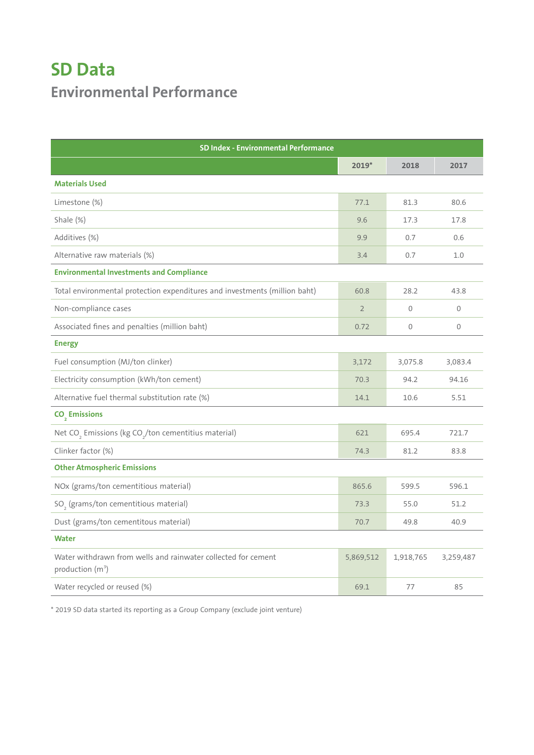# SD Data

## Environmental Performance

| SD Index - Environmental Performance | | | |
|---|---|---|---|
| | 2019* | 2018 | 2017 |
| **Materials Used** | | | |
| Limestone (%) | 77.1 | 81.3 | 80.6 |
| Shale (%) | 9.6 | 17.3 | 17.8 |
| Additives (%) | 9.9 | 0.7 | 0.6 |
| Alternative raw materials (%) | 3.4 | 0.7 | 1.0 |
| **Environmental Investments and Compliance** | | | |
| Total environmental protection expenditures and investments (million baht) | 60.8 | 28.2 | 43.8 |
| Non-compliance cases | 2 | 0 | 0 |
| Associated fines and penalties (million baht) | 0.72 | 0 | 0 |
| **Energy** | | | |
| Fuel consumption (MJ/ton clinker) | 3,172 | 3,075.8 | 3,083.4 |
| Electricity consumption (kWh/ton cement) | 70.3 | 94.2 | 94.16 |
| Alternative fuel thermal substitution rate (%) | 14.1 | 10.6 | 5.51 |
| **$CO_2$ Emissions** | | | |
| Net $CO_2$ Emissions (kg $CO_2$/ton cementitius material) | 621 | 695.4 | 721.7 |
| Clinker factor (%) | 74.3 | 81.2 | 83.8 |
| **Other Atmospheric Emissions** | | | |
| NOx (grams/ton cementitious material) | 865.6 | 599.5 | 596.1 |
| $SO_2$ (grams/ton cementitious material) | 73.3 | 55.0 | 51.2 |
| Dust (grams/ton cementitous material) | 70.7 | 49.8 | 40.9 |
| **Water** | | | |
| Water withdrawn from wells and rainwater collected for cement production ($m^3$) | 5,869,512 | 1,918,765 | 3,259,487 |
| Water recycled or reused (%) | 69.1 | 77 | 85 |

* 2019 SD data started its reporting as a Group Company (exclude joint venture)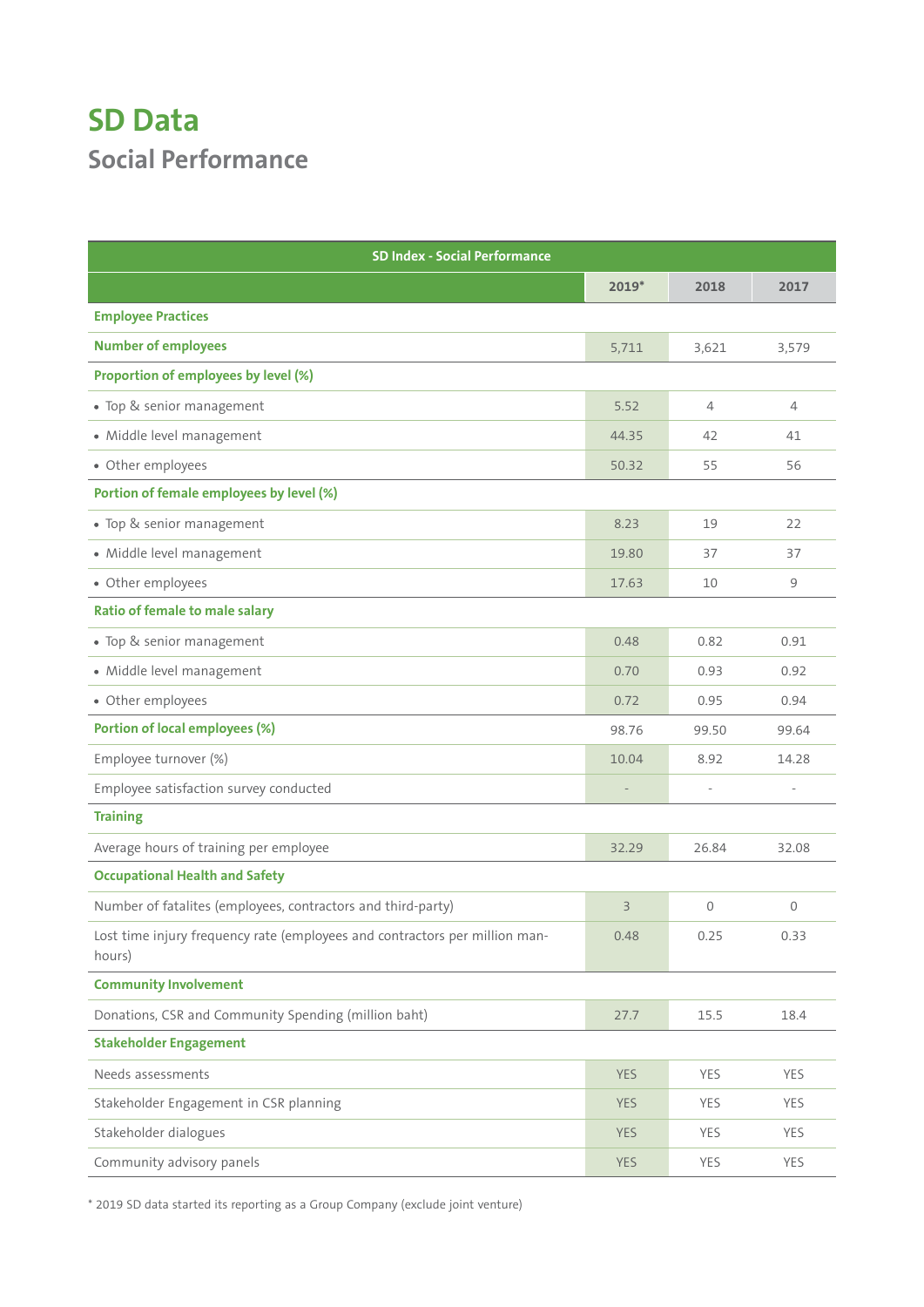# SD Data

## Social Performance

| SD Index - Social Performance | | | |
|---|---|---|---|
| | 2019* | 2018 | 2017 |
| **Employee Practices** | | | |
| **Number of employees** | 5,711 | 3,621 | 3,579 |
| **Proportion of employees by level (%)** | | | |
| • Top & senior management | 5.52 | 4 | 4 |
| • Middle level management | 44.35 | 42 | 41 |
| • Other employees | 50.32 | 55 | 56 |
| **Portion of female employees by level (%)** | | | |
| • Top & senior management | 8.23 | 19 | 22 |
| • Middle level management | 19.80 | 37 | 37 |
| • Other employees | 17.63 | 10 | 9 |
| **Ratio of female to male salary** | | | |
| • Top & senior management | 0.48 | 0.82 | 0.91 |
| • Middle level management | 0.70 | 0.93 | 0.92 |
| • Other employees | 0.72 | 0.95 | 0.94 |
| **Portion of local employees (%)** | 98.76 | 99.50 | 99.64 |
| Employee turnover (%) | 10.04 | 8.92 | 14.28 |
| Employee satisfaction survey conducted | - | - | - |
| **Training** | | | |
| Average hours of training per employee | 32.29 | 26.84 | 32.08 |
| **Occupational Health and Safety** | | | |
| Number of fatalites (employees, contractors and third-party) | 3 | 0 | 0 |
| Lost time injury frequency rate (employees and contractors per million man-hours) | 0.48 | 0.25 | 0.33 |
| **Community Involvement** | | | |
| Donations, CSR and Community Spending (million baht) | 27.7 | 15.5 | 18.4 |
| **Stakeholder Engagement** | | | |
| Needs assessments | YES | YES | YES |
| Stakeholder Engagement in CSR planning | YES | YES | YES |
| Stakeholder dialogues | YES | YES | YES |
| Community advisory panels | YES | YES | YES |

* 2019 SD data started its reporting as a Group Company (exclude joint venture)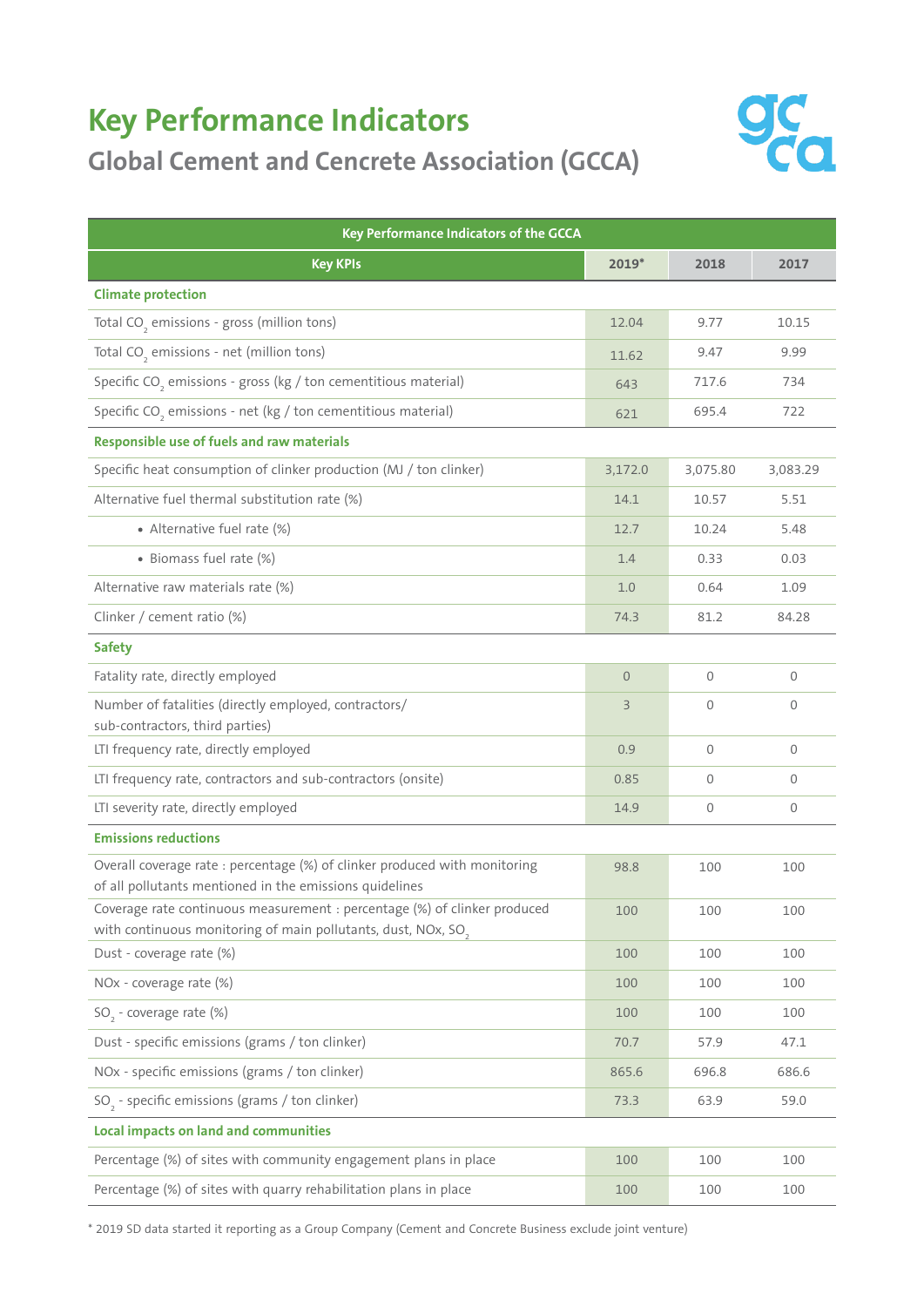# Key Performance Indicators

## Global Cement and Cencrete Association (GCCA)

| Key Performance Indicators of the GCCA | | | |
|---|---|---|---|
| **Key KPIs** | **2019*** | **2018** | **2017** |
| **Climate protection** | | | |
| Total $CO_2$ emissions - gross (million tons) | 12.04 | 9.77 | 10.15 |
| Total $CO_2$ emissions - net (million tons) | 11.62 | 9.47 | 9.99 |
| Specific $CO_2$ emissions - gross (kg / ton cementitious material) | 643 | 717.6 | 734 |
| Specific $CO_2$ emissions - net (kg / ton cementitious material) | 621 | 695.4 | 722 |
| **Responsible use of fuels and raw materials** | | | |
| Specific heat consumption of clinker production (MJ / ton clinker) | 3,172.0 | 3,075.80 | 3,083.29 |
| Alternative fuel thermal substitution rate (%) | 14.1 | 10.57 | 5.51 |
| • Alternative fuel rate (%) | 12.7 | 10.24 | 5.48 |
| • Biomass fuel rate (%) | 1.4 | 0.33 | 0.03 |
| Alternative raw materials rate (%) | 1.0 | 0.64 | 1.09 |
| Clinker / cement ratio (%) | 74.3 | 81.2 | 84.28 |
| **Safety** | | | |
| Fatality rate, directly employed | 0 | 0 | 0 |
| Number of fatalities (directly employed, contractors/ sub-contractors, third parties) | 3 | 0 | 0 |
| LTI frequency rate, directly employed | 0.9 | 0 | 0 |
| LTI frequency rate, contractors and sub-contractors (onsite) | 0.85 | 0 | 0 |
| LTI severity rate, directly employed | 14.9 | 0 | 0 |
| **Emissions reductions** | | | |
| Overall coverage rate : percentage (%) of clinker produced with monitoring of all pollutants mentioned in the emissions quidelines | 98.8 | 100 | 100 |
| Coverage rate continuous measurement : percentage (%) of clinker produced with continuous monitoring of main pollutants, dust, NOx, $SO_2$ | 100 | 100 | 100 |
| Dust - coverage rate (%) | 100 | 100 | 100 |
| NOx - coverage rate (%) | 100 | 100 | 100 |
| $SO_2$ - coverage rate (%) | 100 | 100 | 100 |
| Dust - specific emissions (grams / ton clinker) | 70.7 | 57.9 | 47.1 |
| NOx - specific emissions (grams / ton clinker) | 865.6 | 696.8 | 686.6 |
| $SO_2$ - specific emissions (grams / ton clinker) | 73.3 | 63.9 | 59.0 |
| **Local impacts on land and communities** | | | |
| Percentage (%) of sites with community engagement plans in place | 100 | 100 | 100 |
| Percentage (%) of sites with quarry rehabilitation plans in place | 100 | 100 | 100 |

* 2019 SD data started it reporting as a Group Company (Cement and Concrete Business exclude joint venture)